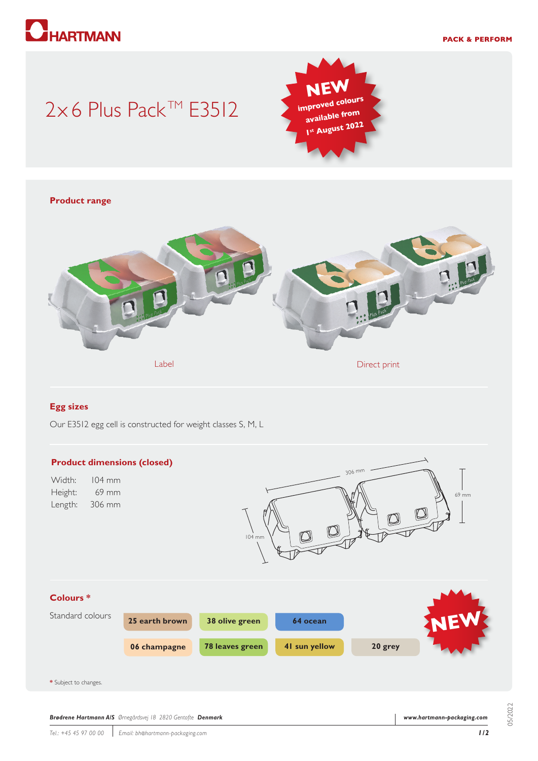HARTMANN

PACK & PERFORM

# 2x6 Plus Pack™ E3512

**NEW** improved colours available from 1st August 2022

## Product range

Label

Direct print

## Egg sizes

Our E3512 egg cell is constructed for weight classes S, M, L

## Product dimensions (closed)

| | |
|---|---|
| Width: | 104 mm |
| Height: | 69 mm |
| Length: | 306 mm |

306 mm

69 mm

104 mm

## Colours *

Standard colours

| | | | |
|---|---|---|---|
| 25 earth brown | 38 olive green | 64 ocean | |
| 06 champagne | 78 leaves green | 41 sun yellow | 20 grey |

**NEW**

* Subject to changes.

***Brødrene Hartmann A/S*** *Ørnegårdsvej 18 2820 Gentofte* ***Denmark***

***www.hartmann-packaging.com***

*Tel.: +45 45 97 00 00* | *Email: bh@hartmann-packaging.com*

05/2022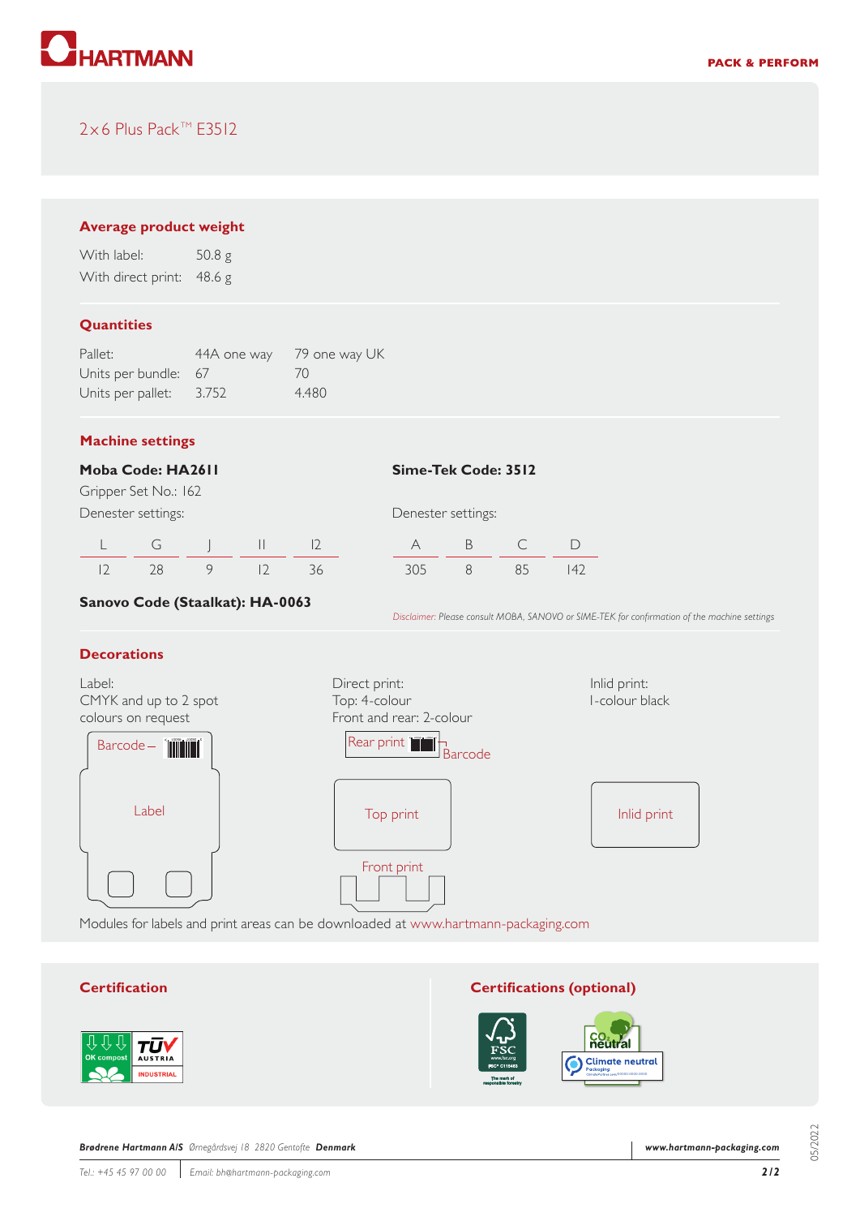# 2×6 Plus Pack™ E3512

## Average product weight

With label: 50.8 g
With direct print: 48.6 g

## Quantities

| | | |
|---|---|---|
| Pallet: | 44A one way | 79 one way UK |
| Units per bundle: | 67 | 70 |
| Units per pallet: | 3.752 | 4.480 |

## Machine settings

**Moba Code: HA2611**

Gripper Set No.: 162

Denester settings:

| L | G | J | I1 | I2 |
|---|---|---|---|---|
| 12 | 28 | 9 | 12 | 36 |

**Sime-Tek Code: 3512**

Denester settings:

| A | B | C | D |
|---|---|---|---|
| 305 | 8 | 85 | 142 |

**Sanovo Code (Staalkat): HA-0063**

*Disclaimer: Please consult MOBA, SANOVO or SIME-TEK for confirmation of the machine settings*

## Decorations

Label:
CMYK and up to 2 spot colours on request

Direct print:
Top: 4-colour
Front and rear: 2-colour

Inlid print:
1-colour black

Barcode
Label
Rear print
Barcode
Top print
Front print
Inlid print

Modules for labels and print areas can be downloaded at www.hartmann-packaging.com

## Certification

OK compost
TÜV AUSTRIA
INDUSTRIAL

## Certifications (optional)

FSC
www.fsc.org
FSC® C115463
The mark of responsible forestry

$CO_2$ neutral
Climate neutral
Packaging

**Brødrene Hartmann A/S** *Ørnegårdsvej 18 2820 Gentofte* **Denmark**
**www.hartmann-packaging.com**
Tel.: +45 45 97 00 00 | Email: bh@hartmann-packaging.com

05/2022